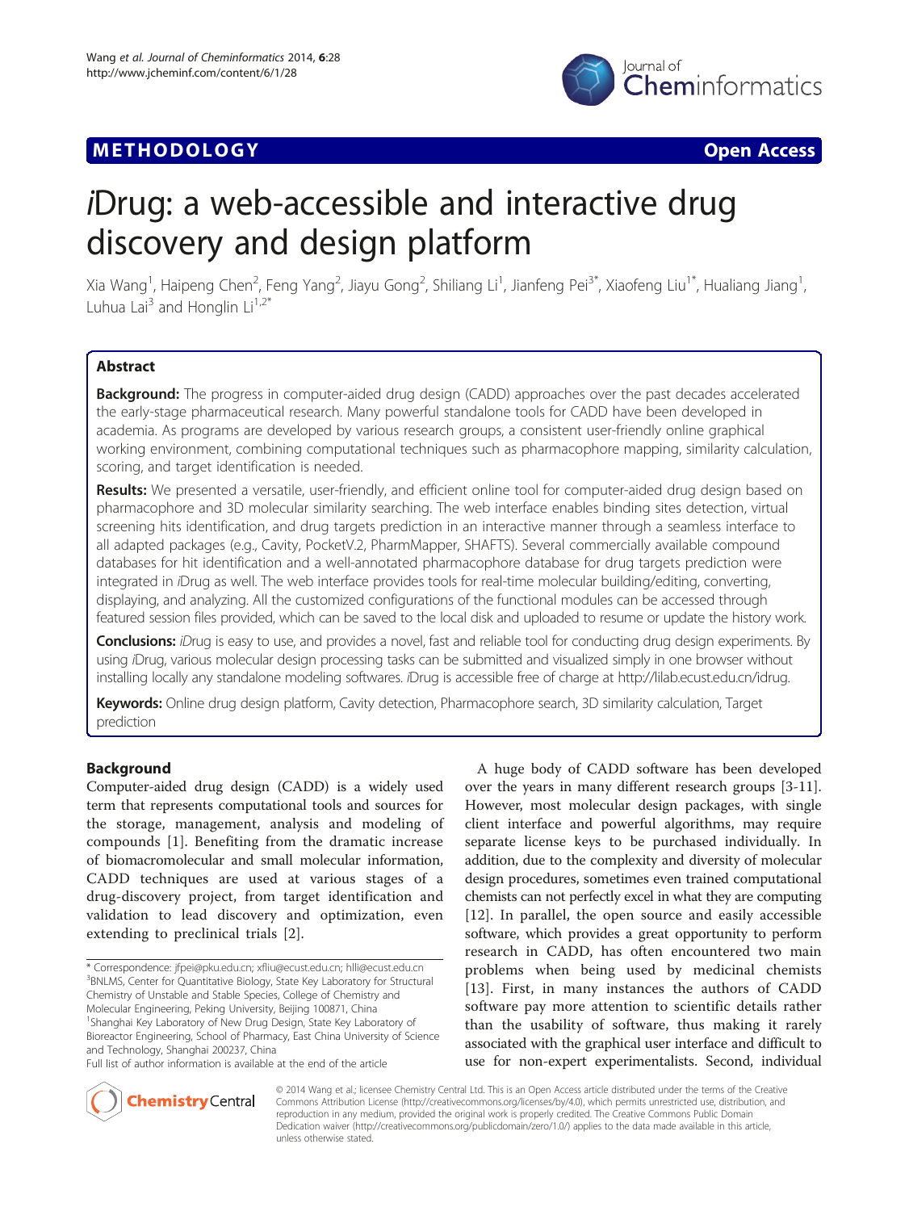METHODOLOGY Open Access

# *i*Drug: a web-accessible and interactive drug discovery and design platform

Xia Wang[1], Haipeng Chen[2], Feng Yang[2], Jiayu Gong[2], Shiliang Li[1], Jianfeng Pei[3*], Xiaofeng Liu[1*], Hualiang Jiang[1], Luhua Lai[3] and Honglin Li[1,2*]

## Abstract

**Background:** The progress in computer-aided drug design (CADD) approaches over the past decades accelerated the early-stage pharmaceutical research. Many powerful standalone tools for CADD have been developed in academia. As programs are developed by various research groups, a consistent user-friendly online graphical working environment, combining computational techniques such as pharmacophore mapping, similarity calculation, scoring, and target identification is needed.

**Results:** We presented a versatile, user-friendly, and efficient online tool for computer-aided drug design based on pharmacophore and 3D molecular similarity searching. The web interface enables binding sites detection, virtual screening hits identification, and drug targets prediction in an interactive manner through a seamless interface to all adapted packages (e.g., Cavity, PocketV.2, PharmMapper, SHAFTS). Several commercially available compound databases for hit identification and a well-annotated pharmacophore database for drug targets prediction were integrated in *i*Drug as well. The web interface provides tools for real-time molecular building/editing, converting, displaying, and analyzing. All the customized configurations of the functional modules can be accessed through featured session files provided, which can be saved to the local disk and uploaded to resume or update the history work.

**Conclusions:** *i*Drug is easy to use, and provides a novel, fast and reliable tool for conducting drug design experiments. By using *i*Drug, various molecular design processing tasks can be submitted and visualized simply in one browser without installing locally any standalone modeling softwares. *i*Drug is accessible free of charge at http://lilab.ecust.edu.cn/idrug.

**Keywords:** Online drug design platform, Cavity detection, Pharmacophore search, 3D similarity calculation, Target prediction

## Background

Computer-aided drug design (CADD) is a widely used term that represents computational tools and sources for the storage, management, analysis and modeling of compounds [1]. Benefiting from the dramatic increase of biomacromolecular and small molecular information, CADD techniques are used at various stages of a drug-discovery project, from target identification and validation to lead discovery and optimization, even extending to preclinical trials [2].

A huge body of CADD software has been developed over the years in many different research groups [3-11]. However, most molecular design packages, with single client interface and powerful algorithms, may require separate license keys to be purchased individually. In addition, due to the complexity and diversity of molecular design procedures, sometimes even trained computational chemists can not perfectly excel in what they are computing [12]. In parallel, the open source and easily accessible software, which provides a great opportunity to perform research in CADD, has often encountered two main problems when being used by medicinal chemists [13]. First, in many instances the authors of CADD software pay more attention to scientific details rather than the usability of software, thus making it rarely associated with the graphical user interface and difficult to use for non-expert experimentalists. Second, individual

\* Correspondence: jfpei@pku.edu.cn; xfliu@ecust.edu.cn; hlli@ecust.edu.cn
[3]BNLMS, Center for Quantitative Biology, State Key Laboratory for Structural Chemistry of Unstable and Stable Species, College of Chemistry and Molecular Engineering, Peking University, Beijing 100871, China
[1]Shanghai Key Laboratory of New Drug Design, State Key Laboratory of Bioreactor Engineering, School of Pharmacy, East China University of Science and Technology, Shanghai 200237, China
Full list of author information is available at the end of the article

© 2014 Wang et al.; licensee Chemistry Central Ltd. This is an Open Access article distributed under the terms of the Creative Commons Attribution License (http://creativecommons.org/licenses/by/4.0), which permits unrestricted use, distribution, and reproduction in any medium, provided the original work is properly credited. The Creative Commons Public Domain Dedication waiver (http://creativecommons.org/publicdomain/zero/1.0/) applies to the data made available in this article, unless otherwise stated.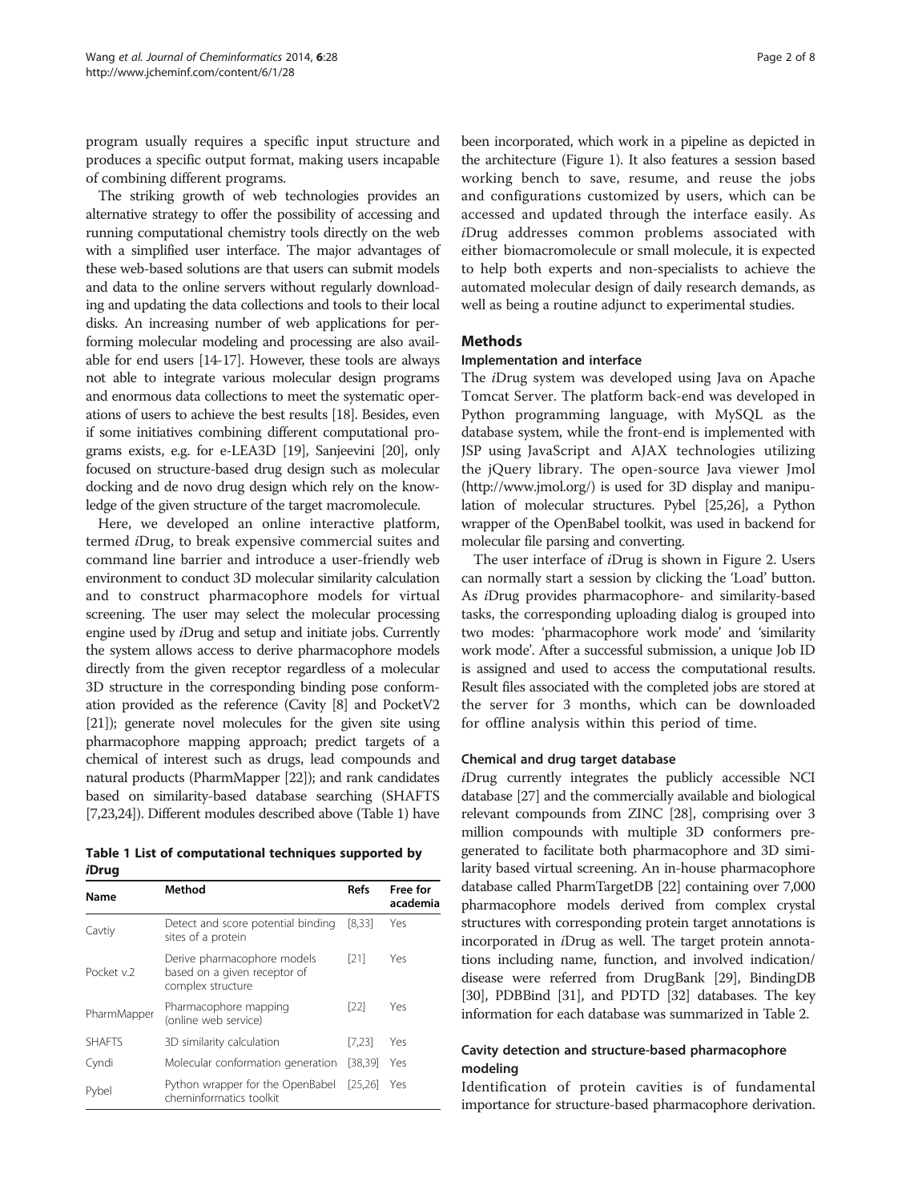program usually requires a specific input structure and produces a specific output format, making users incapable of combining different programs.

The striking growth of web technologies provides an alternative strategy to offer the possibility of accessing and running computational chemistry tools directly on the web with a simplified user interface. The major advantages of these web-based solutions are that users can submit models and data to the online servers without regularly downloading and updating the data collections and tools to their local disks. An increasing number of web applications for performing molecular modeling and processing are also available for end users [14-17]. However, these tools are always not able to integrate various molecular design programs and enormous data collections to meet the systematic operations of users to achieve the best results [18]. Besides, even if some initiatives combining different computational programs exists, e.g. for e-LEA3D [19], Sanjeevini [20], only focused on structure-based drug design such as molecular docking and de novo drug design which rely on the knowledge of the given structure of the target macromolecule.

Here, we developed an online interactive platform, termed *i*Drug, to break expensive commercial suites and command line barrier and introduce a user-friendly web environment to conduct 3D molecular similarity calculation and to construct pharmacophore models for virtual screening. The user may select the molecular processing engine used by *i*Drug and setup and initiate jobs. Currently the system allows access to derive pharmacophore models directly from the given receptor regardless of a molecular 3D structure in the corresponding binding pose conformation provided as the reference (Cavity [8] and PocketV2 [21]); generate novel molecules for the given site using pharmacophore mapping approach; predict targets of a chemical of interest such as drugs, lead compounds and natural products (PharmMapper [22]); and rank candidates based on similarity-based database searching (SHAFTS [7,23,24]). Different modules described above (Table 1) have been incorporated, which work in a pipeline as depicted in the architecture (Figure 1). It also features a session based working bench to save, resume, and reuse the jobs and configurations customized by users, which can be accessed and updated through the interface easily. As *i*Drug addresses common problems associated with either biomacromolecule or small molecule, it is expected to help both experts and non-specialists to achieve the automated molecular design of daily research demands, as well as being a routine adjunct to experimental studies.

**Table 1 List of computational techniques supported by *i*Drug**

| Name | Method | Refs | Free for academia |
|---|---|---|---|
| Cavtiy | Detect and score potential binding sites of a protein | [8,33] | Yes |
| Pocket v.2 | Derive pharmacophore models based on a given receptor of complex structure | [21] | Yes |
| PharmMapper | Pharmacophore mapping (online web service) | [22] | Yes |
| SHAFTS | 3D similarity calculation | [7,23] | Yes |
| Cyndi | Molecular conformation generation | [38,39] | Yes |
| Pybel | Python wrapper for the OpenBabel cheminformatics toolkit | [25,26] | Yes |

## Methods

### Implementation and interface

The *i*Drug system was developed using Java on Apache Tomcat Server. The platform back-end was developed in Python programming language, with MySQL as the database system, while the front-end is implemented with JSP using JavaScript and AJAX technologies utilizing the jQuery library. The open-source Java viewer Jmol (http://www.jmol.org/) is used for 3D display and manipulation of molecular structures. Pybel [25,26], a Python wrapper of the OpenBabel toolkit, was used in backend for molecular file parsing and converting.

The user interface of *i*Drug is shown in Figure 2. Users can normally start a session by clicking the 'Load' button. As *i*Drug provides pharmacophore- and similarity-based tasks, the corresponding uploading dialog is grouped into two modes: 'pharmacophore work mode' and 'similarity work mode'. After a successful submission, a unique Job ID is assigned and used to access the computational results. Result files associated with the completed jobs are stored at the server for 3 months, which can be downloaded for offline analysis within this period of time.

### Chemical and drug target database

*i*Drug currently integrates the publicly accessible NCI database [27] and the commercially available and biological relevant compounds from ZINC [28], comprising over 3 million compounds with multiple 3D conformers pregenerated to facilitate both pharmacophore and 3D similarity based virtual screening. An in-house pharmacophore database called PharmTargetDB [22] containing over 7,000 pharmacophore models derived from complex crystal structures with corresponding protein target annotations is incorporated in *i*Drug as well. The target protein annotations including name, function, and involved indication/disease were referred from DrugBank [29], BindingDB [30], PDBBind [31], and PDTD [32] databases. The key information for each database was summarized in Table 2.

### Cavity detection and structure-based pharmacophore modeling

Identification of protein cavities is of fundamental importance for structure-based pharmacophore derivation.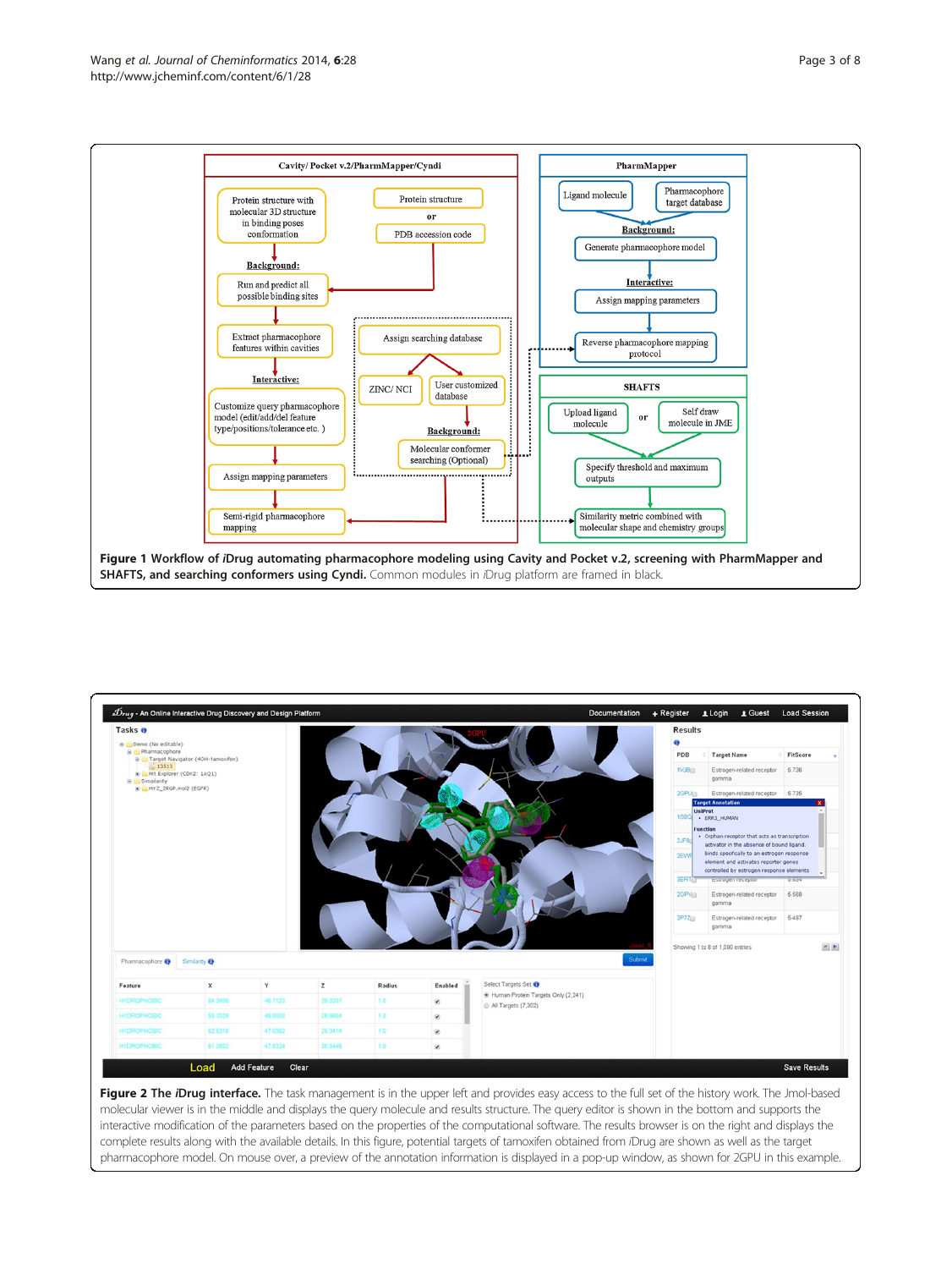**Figure 1 Workflow of *i*Drug automating pharmacophore modeling using Cavity and Pocket v.2, screening with PharmMapper and SHAFTS, and searching conformers using Cyndi.** Common modules in *i*Drug platform are framed in black.

**Figure 2 The *i*Drug interface.** The task management is in the upper left and provides easy access to the full set of the history work. The Jmol-based molecular viewer is in the middle and displays the query molecule and results structure. The query editor is shown in the bottom and supports the interactive modification of the parameters based on the properties of the computational software. The results browser is on the right and displays the complete results along with the available details. In this figure, potential targets of tamoxifen obtained from *i*Drug are shown as well as the target pharmacophore model. On mouse over, a preview of the annotation information is displayed in a pop-up window, as shown for 2GPU in this example.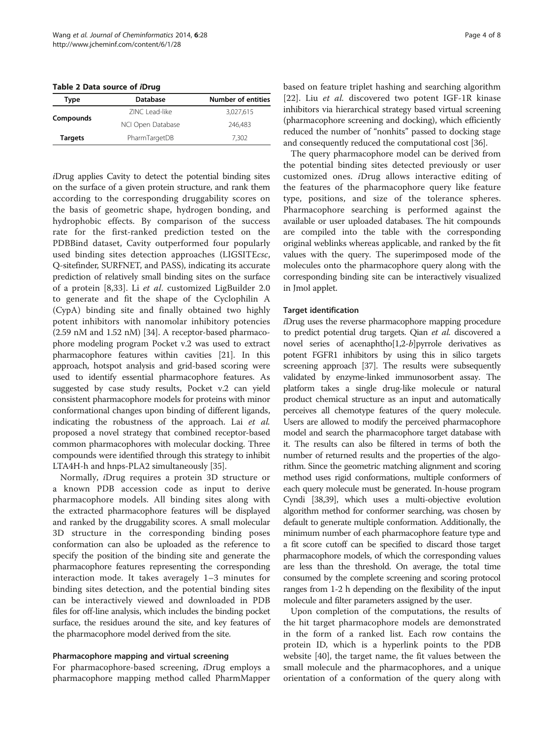**Table 2 Data source of *i*Drug**

| Type | Database | Number of entities |
|---|---|---|
| Compounds | ZINC Lead-like | 3,027,615 |
| | NCI Open Database | 246,483 |
| Targets | PharmTargetDB | 7,302 |

*i*Drug applies Cavity to detect the potential binding sites on the surface of a given protein structure, and rank them according to the corresponding druggability scores on the basis of geometric shape, hydrogen bonding, and hydrophobic effects. By comparison of the success rate for the first-ranked prediction tested on the PDBBind dataset, Cavity outperformed four popularly used binding sites detection approaches (LIGSITE*csc*, Q-sitefinder, SURFNET, and PASS), indicating its accurate prediction of relatively small binding sites on the surface of a protein [8,33]. Li *et al*. customized LigBuilder 2.0 to generate and fit the shape of the Cyclophilin A (CypA) binding site and finally obtained two highly potent inhibitors with nanomolar inhibitory potencies (2.59 nM and 1.52 nM) [34]. A receptor-based pharmacophore modeling program Pocket v.2 was used to extract pharmacophore features within cavities [21]. In this approach, hotspot analysis and grid-based scoring were used to identify essential pharmacophore features. As suggested by case study results, Pocket v.2 can yield consistent pharmacophore models for proteins with minor conformational changes upon binding of different ligands, indicating the robustness of the approach. Lai *et al*. proposed a novel strategy that combined receptor-based common pharmacophores with molecular docking. Three compounds were identified through this strategy to inhibit LTA4H-h and hnps-PLA2 simultaneously [35].

Normally, *i*Drug requires a protein 3D structure or a known PDB accession code as input to derive pharmacophore models. All binding sites along with the extracted pharmacophore features will be displayed and ranked by the druggability scores. A small molecular 3D structure in the corresponding binding poses conformation can also be uploaded as the reference to specify the position of the binding site and generate the pharmacophore features representing the corresponding interaction mode. It takes averagely 1–3 minutes for binding sites detection, and the potential binding sites can be interactively viewed and downloaded in PDB files for off-line analysis, which includes the binding pocket surface, the residues around the site, and key features of the pharmacophore model derived from the site.

### Pharmacophore mapping and virtual screening

For pharmacophore-based screening, *i*Drug employs a pharmacophore mapping method called PharmMapper based on feature triplet hashing and searching algorithm [22]. Liu *et al*. discovered two potent IGF-1R kinase inhibitors via hierarchical strategy based virtual screening (pharmacophore screening and docking), which efficiently reduced the number of "nonhits" passed to docking stage and consequently reduced the computational cost [36].

The query pharmacophore model can be derived from the potential binding sites detected previously or user customized ones. *i*Drug allows interactive editing of the features of the pharmacophore query like feature type, positions, and size of the tolerance spheres. Pharmacophore searching is performed against the available or user uploaded databases. The hit compounds are compiled into the table with the corresponding original weblinks whereas applicable, and ranked by the fit values with the query. The superimposed mode of the molecules onto the pharmacophore query along with the corresponding binding site can be interactively visualized in Jmol applet.

### Target identification

*i*Drug uses the reverse pharmacophore mapping procedure to predict potential drug targets. Qian *et al*. discovered a novel series of acenaphtho[1,2-*b*]pyrrole derivatives as potent FGFR1 inhibitors by using this in silico targets screening approach [37]. The results were subsequently validated by enzyme-linked immunosorbent assay. The platform takes a single drug-like molecule or natural product chemical structure as an input and automatically perceives all chemotype features of the query molecule. Users are allowed to modify the perceived pharmacophore model and search the pharmacophore target database with it. The results can also be filtered in terms of both the number of returned results and the properties of the algorithm. Since the geometric matching alignment and scoring method uses rigid conformations, multiple conformers of each query molecule must be generated. In-house program Cyndi [38,39], which uses a multi-objective evolution algorithm method for conformer searching, was chosen by default to generate multiple conformation. Additionally, the minimum number of each pharmacophore feature type and a fit score cutoff can be specified to discard those target pharmacophore models, of which the corresponding values are less than the threshold. On average, the total time consumed by the complete screening and scoring protocol ranges from 1-2 h depending on the flexibility of the input molecule and filter parameters assigned by the user.

Upon completion of the computations, the results of the hit target pharmacophore models are demonstrated in the form of a ranked list. Each row contains the protein ID, which is a hyperlink points to the PDB website [40], the target name, the fit values between the small molecule and the pharmacophores, and a unique orientation of a conformation of the query along with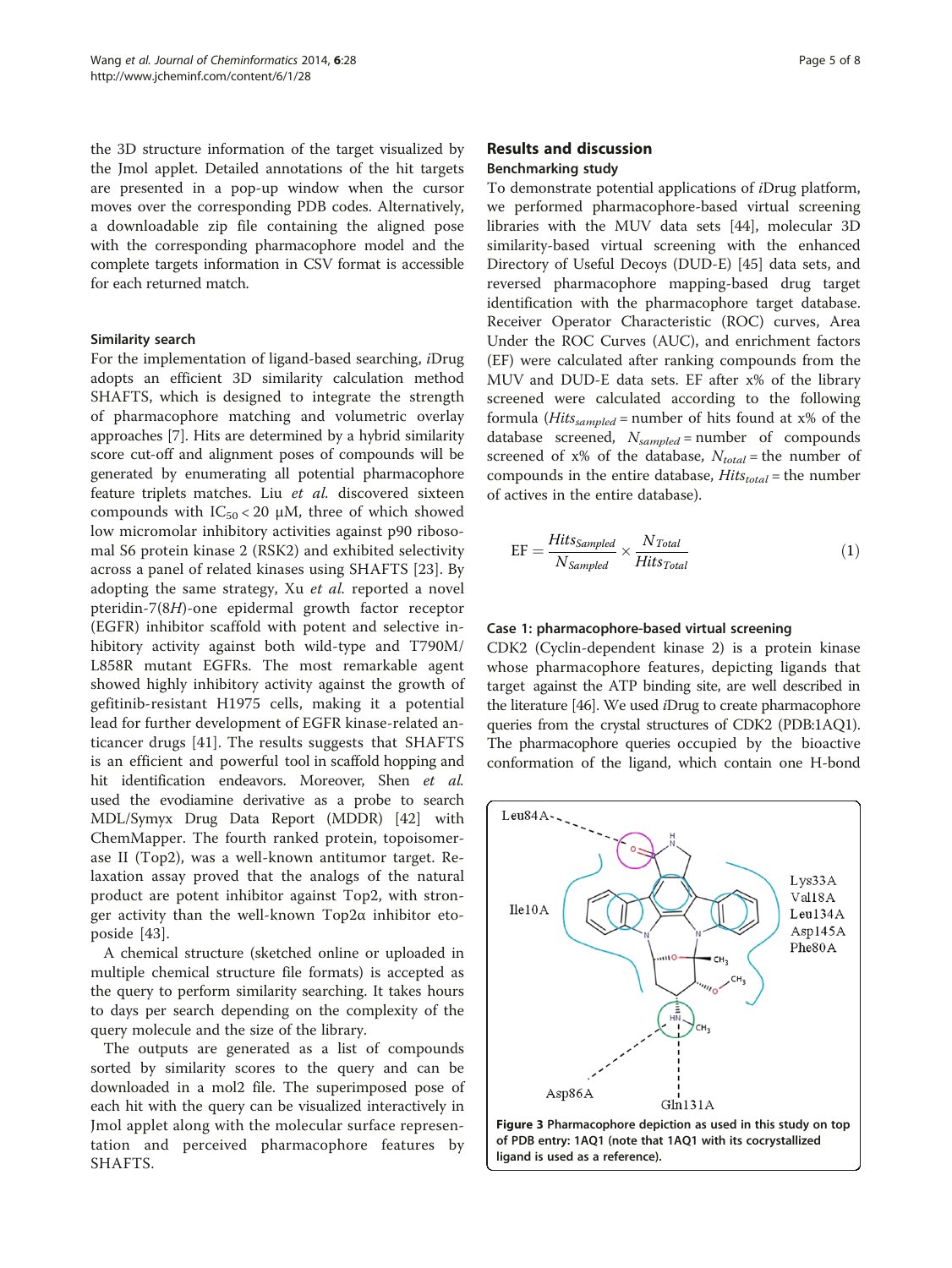the 3D structure information of the target visualized by the Jmol applet. Detailed annotations of the hit targets are presented in a pop-up window when the cursor moves over the corresponding PDB codes. Alternatively, a downloadable zip file containing the aligned pose with the corresponding pharmacophore model and the complete targets information in CSV format is accessible for each returned match.

### Similarity search

For the implementation of ligand-based searching, *i*Drug adopts an efficient 3D similarity calculation method SHAFTS, which is designed to integrate the strength of pharmacophore matching and volumetric overlay approaches [7]. Hits are determined by a hybrid similarity score cut-off and alignment poses of compounds will be generated by enumerating all potential pharmacophore feature triplets matches. Liu *et al.* discovered sixteen compounds with $IC_{50} < 20$ μM, three of which showed low micromolar inhibitory activities against p90 ribosomal S6 protein kinase 2 (RSK2) and exhibited selectivity across a panel of related kinases using SHAFTS [23]. By adopting the same strategy, Xu *et al.* reported a novel pteridin-7(8*H*)-one epidermal growth factor receptor (EGFR) inhibitor scaffold with potent and selective inhibitory activity against both wild-type and T790M/L858R mutant EGFRs. The most remarkable agent showed highly inhibitory activity against the growth of gefitinib-resistant H1975 cells, making it a potential lead for further development of EGFR kinase-related anticancer drugs [41]. The results suggests that SHAFTS is an efficient and powerful tool in scaffold hopping and hit identification endeavors. Moreover, Shen *et al.* used the evodiamine derivative as a probe to search MDL/Symyx Drug Data Report (MDDR) [42] with ChemMapper. The fourth ranked protein, topoisomerase II (Top2), was a well-known antitumor target. Relaxation assay proved that the analogs of the natural product are potent inhibitor against Top2, with stronger activity than the well-known Top2α inhibitor etoposide [43].

A chemical structure (sketched online or uploaded in multiple chemical structure file formats) is accepted as the query to perform similarity searching. It takes hours to days per search depending on the complexity of the query molecule and the size of the library.

The outputs are generated as a list of compounds sorted by similarity scores to the query and can be downloaded in a mol2 file. The superimposed pose of each hit with the query can be visualized interactively in Jmol applet along with the molecular surface representation and perceived pharmacophore features by SHAFTS.

## Results and discussion

### Benchmarking study

To demonstrate potential applications of *i*Drug platform, we performed pharmacophore-based virtual screening libraries with the MUV data sets [44], molecular 3D similarity-based virtual screening with the enhanced Directory of Useful Decoys (DUD-E) [45] data sets, and reversed pharmacophore mapping-based drug target identification with the pharmacophore target database. Receiver Operator Characteristic (ROC) curves, Area Under the ROC Curves (AUC), and enrichment factors (EF) were calculated after ranking compounds from the MUV and DUD-E data sets. EF after x% of the library screened were calculated according to the following formula ($Hits_{sampled}$ = number of hits found at x% of the database screened, $N_{sampled}$ = number of compounds screened of x% of the database, $N_{total}$ = the number of compounds in the entire database, $Hits_{total}$ = the number of actives in the entire database).

$$\mathrm{EF} = \frac{Hits_{Sampled}}{N_{Sampled}} \times \frac{N_{Total}}{Hits_{Total}} \tag{1}$$

### Case 1: pharmacophore-based virtual screening

CDK2 (Cyclin-dependent kinase 2) is a protein kinase whose pharmacophore features, depicting ligands that target against the ATP binding site, are well described in the literature [46]. We used *i*Drug to create pharmacophore queries from the crystal structures of CDK2 (PDB:1AQ1). The pharmacophore queries occupied by the bioactive conformation of the ligand, which contain one H-bond

**Figure 3** Pharmacophore depiction as used in this study on top of PDB entry: 1AQ1 (note that 1AQ1 with its cocrystallized ligand is used as a reference).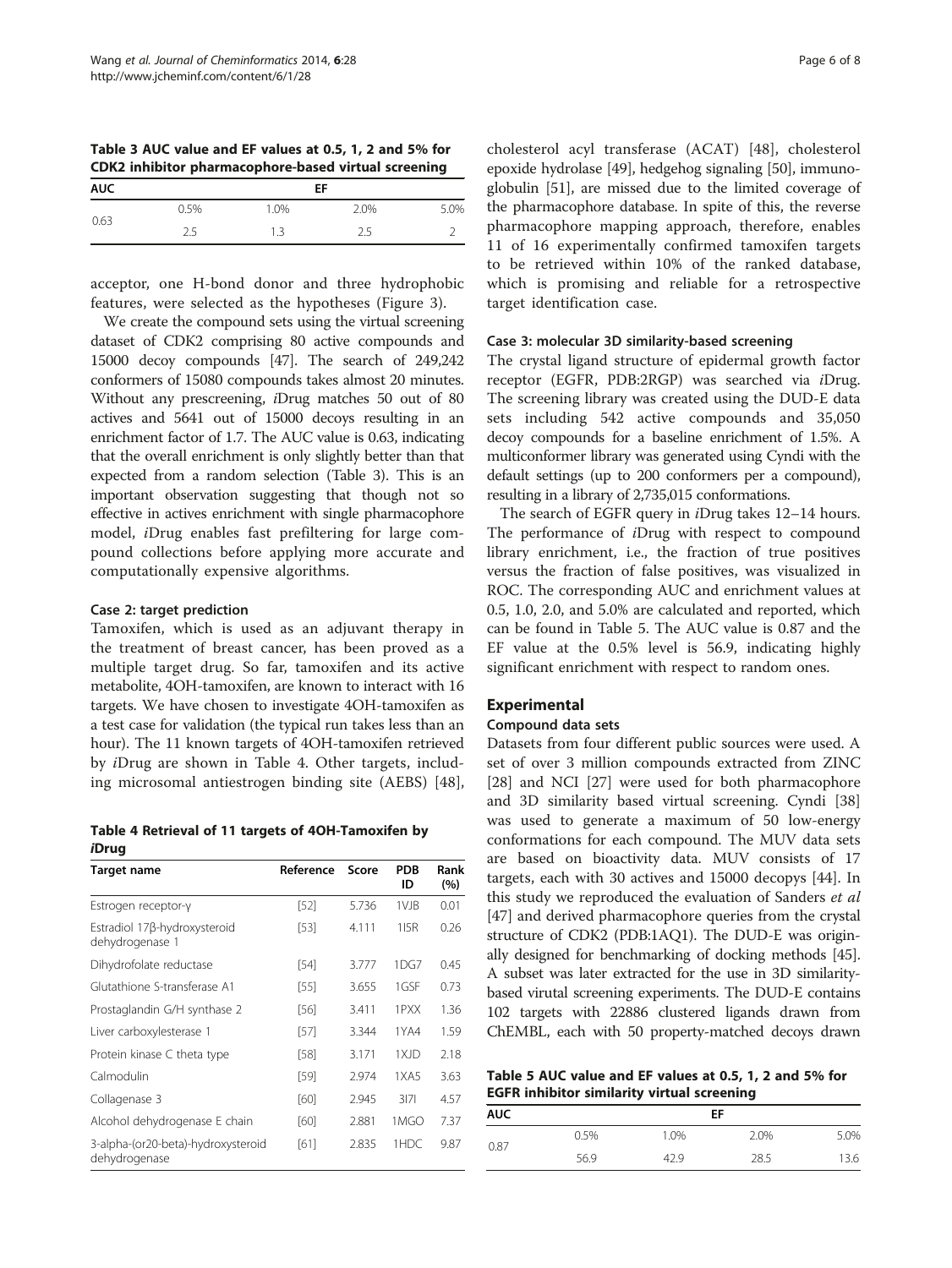**Table 3 AUC value and EF values at 0.5, 1, 2 and 5% for CDK2 inhibitor pharmacophore-based virtual screening**

| AUC | EF | | | |
|---|---|---|---|---|
| | 0.5% | 1.0% | 2.0% | 5.0% |
| 0.63 | 2.5 | 1.3 | 2.5 | 2 |

acceptor, one H-bond donor and three hydrophobic features, were selected as the hypotheses (Figure 3).

We create the compound sets using the virtual screening dataset of CDK2 comprising 80 active compounds and 15000 decoy compounds [47]. The search of 249,242 conformers of 15080 compounds takes almost 20 minutes. Without any prescreening, *i*Drug matches 50 out of 80 actives and 5641 out of 15000 decoys resulting in an enrichment factor of 1.7. The AUC value is 0.63, indicating that the overall enrichment is only slightly better than that expected from a random selection (Table 3). This is an important observation suggesting that though not so effective in actives enrichment with single pharmacophore model, *i*Drug enables fast prefiltering for large compound collections before applying more accurate and computationally expensive algorithms.

#### Case 2: target prediction

Tamoxifen, which is used as an adjuvant therapy in the treatment of breast cancer, has been proved as a multiple target drug. So far, tamoxifen and its active metabolite, 4OH-tamoxifen, are known to interact with 16 targets. We have chosen to investigate 4OH-tamoxifen as a test case for validation (the typical run takes less than an hour). The 11 known targets of 4OH-tamoxifen retrieved by *i*Drug are shown in Table 4. Other targets, including microsomal antiestrogen binding site (AEBS) [48], cholesterol acyl transferase (ACAT) [48], cholesterol epoxide hydrolase [49], hedgehog signaling [50], immunoglobulin [51], are missed due to the limited coverage of the pharmacophore database. In spite of this, the reverse pharmacophore mapping approach, therefore, enables 11 of 16 experimentally confirmed tamoxifen targets to be retrieved within 10% of the ranked database, which is promising and reliable for a retrospective target identification case.

**Table 4 Retrieval of 11 targets of 4OH-Tamoxifen by *i*Drug**

| Target name | Reference | Score | PDB ID | Rank (%) |
|---|---|---|---|---|
| Estrogen receptor-γ | [52] | 5.736 | 1VJB | 0.01 |
| Estradiol 17β-hydroxysteroid dehydrogenase 1 | [53] | 4.111 | 1I5R | 0.26 |
| Dihydrofolate reductase | [54] | 3.777 | 1DG7 | 0.45 |
| Glutathione S-transferase A1 | [55] | 3.655 | 1GSF | 0.73 |
| Prostaglandin G/H synthase 2 | [56] | 3.411 | 1PXX | 1.36 |
| Liver carboxylesterase 1 | [57] | 3.344 | 1YA4 | 1.59 |
| Protein kinase C theta type | [58] | 3.171 | 1XJD | 2.18 |
| Calmodulin | [59] | 2.974 | 1XA5 | 3.63 |
| Collagenase 3 | [60] | 2.945 | 3I7I | 4.57 |
| Alcohol dehydrogenase E chain | [60] | 2.881 | 1MGO | 7.37 |
| 3-alpha-(or20-beta)-hydroxysteroid dehydrogenase | [61] | 2.835 | 1HDC | 9.87 |

#### Case 3: molecular 3D similarity-based screening

The crystal ligand structure of epidermal growth factor receptor (EGFR, PDB:2RGP) was searched via *i*Drug. The screening library was created using the DUD-E data sets including 542 active compounds and 35,050 decoy compounds for a baseline enrichment of 1.5%. A multiconformer library was generated using Cyndi with the default settings (up to 200 conformers per a compound), resulting in a library of 2,735,015 conformations.

The search of EGFR query in *i*Drug takes 12–14 hours. The performance of *i*Drug with respect to compound library enrichment, i.e., the fraction of true positives versus the fraction of false positives, was visualized in ROC. The corresponding AUC and enrichment values at 0.5, 1.0, 2.0, and 5.0% are calculated and reported, which can be found in Table 5. The AUC value is 0.87 and the EF value at the 0.5% level is 56.9, indicating highly significant enrichment with respect to random ones.

## Experimental

#### Compound data sets

Datasets from four different public sources were used. A set of over 3 million compounds extracted from ZINC [28] and NCI [27] were used for both pharmacophore and 3D similarity based virtual screening. Cyndi [38] was used to generate a maximum of 50 low-energy conformations for each compound. The MUV data sets are based on bioactivity data. MUV consists of 17 targets, each with 30 actives and 15000 decopys [44]. In this study we reproduced the evaluation of Sanders *et al* [47] and derived pharmacophore queries from the crystal structure of CDK2 (PDB:1AQ1). The DUD-E was originally designed for benchmarking of docking methods [45]. A subset was later extracted for the use in 3D similarity-based virutal screening experiments. The DUD-E contains 102 targets with 22886 clustered ligands drawn from ChEMBL, each with 50 property-matched decoys drawn

**Table 5 AUC value and EF values at 0.5, 1, 2 and 5% for EGFR inhibitor similarity virtual screening**

| AUC | EF | | | |
|---|---|---|---|---|
| | 0.5% | 1.0% | 2.0% | 5.0% |
| 0.87 | 56.9 | 42.9 | 28.5 | 13.6 |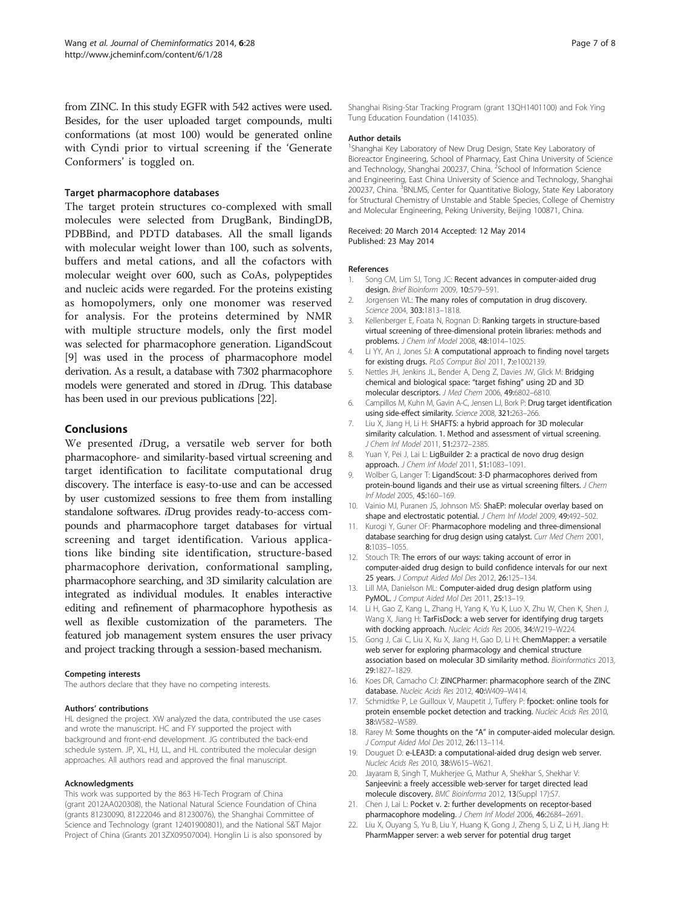from ZINC. In this study EGFR with 542 actives were used. Besides, for the user uploaded target compounds, multi conformations (at most 100) would be generated online with Cyndi prior to virtual screening if the 'Generate Conformers' is toggled on.

### Target pharmacophore databases

The target protein structures co-complexed with small molecules were selected from DrugBank, BindingDB, PDBBind, and PDTD databases. All the small ligands with molecular weight lower than 100, such as solvents, buffers and metal cations, and all the cofactors with molecular weight over 600, such as CoAs, polypeptides and nucleic acids were regarded. For the proteins existing as homopolymers, only one monomer was reserved for analysis. For the proteins determined by NMR with multiple structure models, only the first model was selected for pharmacophore generation. LigandScout [9] was used in the process of pharmacophore model derivation. As a result, a database with 7302 pharmacophore models were generated and stored in *i*Drug. This database has been used in our previous publications [22].

## Conclusions

We presented *i*Drug, a versatile web server for both pharmacophore- and similarity-based virtual screening and target identification to facilitate computational drug discovery. The interface is easy-to-use and can be accessed by user customized sessions to free them from installing standalone softwares. *i*Drug provides ready-to-access compounds and pharmacophore target databases for virtual screening and target identification. Various applications like binding site identification, structure-based pharmacophore derivation, conformational sampling, pharmacophore searching, and 3D similarity calculation are integrated as individual modules. It enables interactive editing and refinement of pharmacophore hypothesis as well as flexible customization of the parameters. The featured job management system ensures the user privacy and project tracking through a session-based mechanism.

#### Competing interests

The authors declare that they have no competing interests.

#### Authors' contributions

HL designed the project. XW analyzed the data, contributed the use cases and wrote the manuscript. HC and FY supported the project with background and front-end development. JG contributed the back-end schedule system. JP, XL, HJ, LL, and HL contributed the molecular design approaches. All authors read and approved the final manuscript.

#### Acknowledgments

This work was supported by the 863 Hi-Tech Program of China (grant 2012AA020308), the National Natural Science Foundation of China (grants 81230090, 81222046 and 81230076), the Shanghai Committee of Science and Technology (grant 12401900801), and the National S&T Major Project of China (Grants 2013ZX09507004). Honglin Li is also sponsored by Shanghai Rising-Star Tracking Program (grant 13QH1401100) and Fok Ying Tung Education Foundation (141035).

#### Author details

[1]Shanghai Key Laboratory of New Drug Design, State Key Laboratory of Bioreactor Engineering, School of Pharmacy, East China University of Science and Technology, Shanghai 200237, China. [2]School of Information Science and Engineering, East China University of Science and Technology, Shanghai 200237, China. [3]BNLMS, Center for Quantitative Biology, State Key Laboratory for Structural Chemistry of Unstable and Stable Species, College of Chemistry and Molecular Engineering, Peking University, Beijing 100871, China.

Received: 20 March 2014 Accepted: 12 May 2014
Published: 23 May 2014

#### References

1. Song CM, Lim SJ, Tong JC: **Recent advances in computer-aided drug design.** *Brief Bioinform* 2009, **10:**579–591.
2. Jorgensen WL: **The many roles of computation in drug discovery.** *Science* 2004, **303:**1813–1818.
3. Kellenberger E, Foata N, Rognan D: **Ranking targets in structure-based virtual screening of three-dimensional protein libraries: methods and problems.** *J Chem Inf Model* 2008, **48:**1014–1025.
4. Li YY, An J, Jones SJ: **A computational approach to finding novel targets for existing drugs.** *PLoS Comput Biol* 2011, **7:**e1002139.
5. Nettles JH, Jenkins JL, Bender A, Deng Z, Davies JW, Glick M: **Bridging chemical and biological space: "target fishing" using 2D and 3D molecular descriptors.** *J Med Chem* 2006, **49:**6802–6810.
6. Campillos M, Kuhn M, Gavin A-C, Jensen LJ, Bork P: **Drug target identification using side-effect similarity.** *Science* 2008, **321:**263–266.
7. Liu X, Jiang H, Li H: **SHAFTS: a hybrid approach for 3D molecular similarity calculation. 1. Method and assessment of virtual screening.** *J Chem Inf Model* 2011, **51:**2372–2385.
8. Yuan Y, Pei J, Lai L: **LigBuilder 2: a practical de novo drug design approach.** *J Chem Inf Model* 2011, **51:**1083–1091.
9. Wolber G, Langer T: **LigandScout: 3-D pharmacophores derived from protein-bound ligands and their use as virtual screening filters.** *J Chem Inf Model* 2005, **45:**160–169.
10. Vainio MJ, Puranen JS, Johnson MS: **ShaEP: molecular overlay based on shape and electrostatic potential.** *J Chem Inf Model* 2009, **49:**492–502.
11. Kurogi Y, Guner OF: **Pharmacophore modeling and three-dimensional database searching for drug design using catalyst.** *Curr Med Chem* 2001, **8:**1035–1055.
12. Stouch TR: **The errors of our ways: taking account of error in computer-aided drug design to build confidence intervals for our next 25 years.** *J Comput Aided Mol Des* 2012, **26:**125–134.
13. Lill MA, Danielson ML: **Computer-aided drug design platform using PyMOL.** *J Comput Aided Mol Des* 2011, **25:**13–19.
14. Li H, Gao Z, Kang L, Zhang H, Yang K, Yu K, Luo X, Zhu W, Chen K, Shen J, Wang X, Jiang H: **TarFisDock: a web server for identifying drug targets with docking approach.** *Nucleic Acids Res* 2006, **34:**W219–W224.
15. Gong J, Cai C, Liu X, Ku X, Jiang H, Gao D, Li H: **ChemMapper: a versatile web server for exploring pharmacology and chemical structure association based on molecular 3D similarity method.** *Bioinformatics* 2013, **29:**1827–1829.
16. Koes DR, Camacho CJ: **ZINCPharmer: pharmacophore search of the ZINC database.** *Nucleic Acids Res* 2012, **40:**W409–W414.
17. Schmidtke P, Le Guilloux V, Maupetit J, Tuffery P: **fpocket: online tools for protein ensemble pocket detection and tracking.** *Nucleic Acids Res* 2010, **38:**W582–W589.
18. Rarey M: **Some thoughts on the "A" in computer-aided molecular design.** *J Comput Aided Mol Des* 2012, **26:**113–114.
19. Douguet D: **e-LEA3D: a computational-aided drug design web server.** *Nucleic Acids Res* 2010, **38:**W615–W621.
20. Jayaram B, Singh T, Mukherjee G, Mathur A, Shekhar S, Shekhar V: **Sanjeevini: a freely accessible web-server for target directed lead molecule discovery.** *BMC Bioinforma* 2012, **13**(Suppl 17):S7.
21. Chen J, Lai L: **Pocket v. 2: further developments on receptor-based pharmacophore modeling.** *J Chem Inf Model* 2006, **46:**2684–2691.
22. Liu X, Ouyang S, Yu B, Liu Y, Huang K, Gong J, Zheng S, Li Z, Li H, Jiang H: **PharmMapper server: a web server for potential drug target**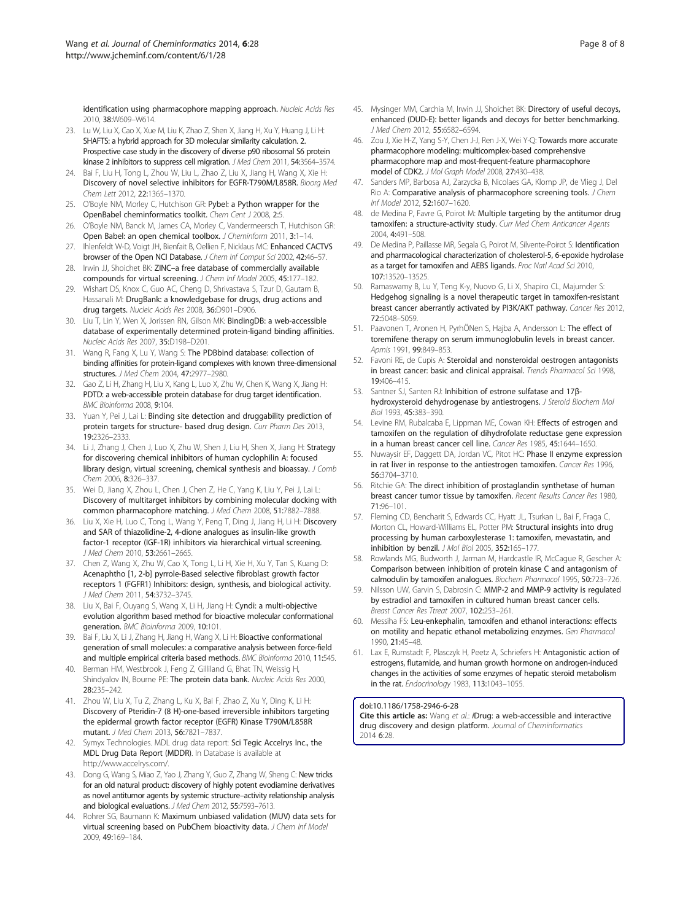identification using pharmacophore mapping approach. *Nucleic Acids Res* 2010, 38:W609–W614.

23. Lu W, Liu X, Cao X, Xue M, Liu K, Zhao Z, Shen X, Jiang H, Xu Y, Huang J, Li H: SHAFTS: a hybrid approach for 3D molecular similarity calculation. 2. Prospective case study in the discovery of diverse p90 ribosomal S6 protein kinase 2 inhibitors to suppress cell migration. *J Med Chem* 2011, 54:3564–3574.
24. Bai F, Liu H, Tong L, Zhou W, Liu L, Zhao Z, Liu X, Jiang H, Wang X, Xie H: Discovery of novel selective inhibitors for EGFR-T790M/L858R. *Bioorg Med Chem Lett* 2012, 22:1365–1370.
25. O'Boyle NM, Morley C, Hutchison GR: Pybel: a Python wrapper for the OpenBabel cheminformatics toolkit. *Chem Cent J* 2008, 2:5.
26. O'Boyle NM, Banck M, James CA, Morley C, Vandermeersch T, Hutchison GR: Open Babel: an open chemical toolbox. *J Cheminform* 2011, 3:1–14.
27. Ihlenfeldt W-D, Voigt JH, Bienfait B, Oellien F, Nicklaus MC: Enhanced CACTVS browser of the Open NCI Database. *J Chem Inf Comput Sci* 2002, 42:46–57.
28. Irwin JJ, Shoichet BK: ZINC–a free database of commercially available compounds for virtual screening. *J Chem Inf Model* 2005, 45:177–182.
29. Wishart DS, Knox C, Guo AC, Cheng D, Shrivastava S, Tzur D, Gautam B, Hassanali M: DrugBank: a knowledgebase for drugs, drug actions and drug targets. *Nucleic Acids Res* 2008, 36:D901–D906.
30. Liu T, Lin Y, Wen X, Jorissen RN, Gilson MK: BindingDB: a web-accessible database of experimentally determined protein-ligand binding affinities. *Nucleic Acids Res* 2007, 35:D198–D201.
31. Wang R, Fang X, Lu Y, Wang S: The PDBbind database: collection of binding affinities for protein-ligand complexes with known three-dimensional structures. *J Med Chem* 2004, 47:2977–2980.
32. Gao Z, Li H, Zhang H, Liu X, Kang L, Luo X, Zhu W, Chen K, Wang X, Jiang H: PDTD: a web-accessible protein database for drug target identification. *BMC Bioinforma* 2008, 9:104.
33. Yuan Y, Pei J, Lai L: Binding site detection and druggability prediction of protein targets for structure- based drug design. *Curr Pharm Des* 2013, 19:2326–2333.
34. Li J, Zhang J, Chen J, Luo X, Zhu W, Shen J, Liu H, Shen X, Jiang H: Strategy for discovering chemical inhibitors of human cyclophilin A: focused library design, virtual screening, chemical synthesis and bioassay. *J Comb Chem* 2006, 8:326–337.
35. Wei D, Jiang X, Zhou L, Chen J, Chen Z, He C, Yang K, Liu Y, Pei J, Lai L: Discovery of multitarget inhibitors by combining molecular docking with common pharmacophore matching. *J Med Chem* 2008, 51:7882–7888.
36. Liu X, Xie H, Luo C, Tong L, Wang Y, Peng T, Ding J, Jiang H, Li H: Discovery and SAR of thiazolidine-2, 4-dione analogues as insulin-like growth factor-1 receptor (IGF-1R) inhibitors via hierarchical virtual screening. *J Med Chem* 2010, 53:2661–2665.
37. Chen Z, Wang X, Zhu W, Cao X, Tong L, Li H, Xie H, Xu Y, Tan S, Kuang D: Acenaphtho [1, 2-b] pyrrole-Based selective fibroblast growth factor receptors 1 (FGFR1) Inhibitors: design, synthesis, and biological activity. *J Med Chem* 2011, 54:3732–3745.
38. Liu X, Bai F, Ouyang S, Wang X, Li H, Jiang H: Cyndi: a multi-objective evolution algorithm based method for bioactive molecular conformational generation. *BMC Bioinforma* 2009, 10:101.
39. Bai F, Liu X, Li J, Zhang H, Jiang H, Wang X, Li H: Bioactive conformational generation of small molecules: a comparative analysis between force-field and multiple empirical criteria based methods. *BMC Bioinforma* 2010, 11:545.
40. Berman HM, Westbrook J, Feng Z, Gilliland G, Bhat TN, Weissig H, Shindyalov IN, Bourne PE: The protein data bank. *Nucleic Acids Res* 2000, 28:235–242.
41. Zhou W, Liu X, Tu Z, Zhang L, Ku X, Bai F, Zhao Z, Xu Y, Ding K, Li H: Discovery of Pteridin-7 (8 H)-one-based irreversible inhibitors targeting the epidermal growth factor receptor (EGFR) Kinase T790M/L858R mutant. *J Med Chem* 2013, 56:7821–7837.
42. Symyx Technologies. MDL drug data report: Sci Tegic Accelrys Inc., the MDL Drug Data Report (MDDR). In Database is available at http://www.accelrys.com/.
43. Dong G, Wang S, Miao Z, Yao J, Zhang Y, Guo Z, Zhang W, Sheng C: New tricks for an old natural product: discovery of highly potent evodiamine derivatives as novel antitumor agents by systemic structure–activity relationship analysis and biological evaluations. *J Med Chem* 2012, 55:7593–7613.
44. Rohrer SG, Baumann K: Maximum unbiased validation (MUV) data sets for virtual screening based on PubChem bioactivity data. *J Chem Inf Model* 2009, 49:169–184.
45. Mysinger MM, Carchia M, Irwin JJ, Shoichet BK: Directory of useful decoys, enhanced (DUD-E): better ligands and decoys for better benchmarking. *J Med Chem* 2012, 55:6582–6594.
46. Zou J, Xie H-Z, Yang S-Y, Chen J-J, Ren J-X, Wei Y-Q: Towards more accurate pharmacophore modeling: multicomplex-based comprehensive pharmacophore map and most-frequent-feature pharmacophore model of CDK2. *J Mol Graph Model* 2008, 27:430–438.
47. Sanders MP, Barbosa AJ, Zarzycka B, Nicolaes GA, Klomp JP, de Vlieg J, Del Rio A: Comparative analysis of pharmacophore screening tools. *J Chem Inf Model* 2012, 52:1607–1620.
48. de Medina P, Favre G, Poirot M: Multiple targeting by the antitumor drug tamoxifen: a structure-activity study. *Curr Med Chem Anticancer Agents* 2004, 4:491–508.
49. De Medina P, Paillasse MR, Segala G, Poirot M, Silvente-Poirot S: Identification and pharmacological characterization of cholesterol-5, 6-epoxide hydrolase as a target for tamoxifen and AEBS ligands. *Proc Natl Acad Sci* 2010, 107:13520–13525.
50. Ramaswamy B, Lu Y, Teng K-y, Nuovo G, Li X, Shapiro CL, Majumder S: Hedgehog signaling is a novel therapeutic target in tamoxifen-resistant breast cancer aberrantly activated by PI3K/AKT pathway. *Cancer Res* 2012, 72:5048–5059.
51. Paavonen T, Aronen H, PyrhÖNen S, Hajba A, Andersson L: The effect of toremifene therapy on serum immunoglobulin levels in breast cancer. *Apmis* 1991, 99:849–853.
52. Favoni RE, de Cupis A: Steroidal and nonsteroidal oestrogen antagonists in breast cancer: basic and clinical appraisal. *Trends Pharmacol Sci* 1998, 19:406–415.
53. Santner SJ, Santen RJ: Inhibition of estrone sulfatase and 17β-hydroxysteroid dehydrogenase by antiestrogens. *J Steroid Biochem Mol Biol* 1993, 45:383–390.
54. Levine RM, Rubalcaba E, Lippman ME, Cowan KH: Effects of estrogen and tamoxifen on the regulation of dihydrofolate reductase gene expression in a human breast cancer cell line. *Cancer Res* 1985, 45:1644–1650.
55. Nuwaysir EF, Daggett DA, Jordan VC, Pitot HC: Phase II enzyme expression in rat liver in response to the antiestrogen tamoxifen. *Cancer Res* 1996, 56:3704–3710.
56. Ritchie GA: The direct inhibition of prostaglandin synthetase of human breast cancer tumor tissue by tamoxifen. *Recent Results Cancer Res* 1980, 71:96–101.
57. Fleming CD, Bencharit S, Edwards CC, Hyatt JL, Tsurkan L, Bai F, Fraga C, Morton CL, Howard-Williams EL, Potter PM: Structural insights into drug processing by human carboxylesterase 1: tamoxifen, mevastatin, and inhibition by benzil. *J Mol Biol* 2005, 352:165–177.
58. Rowlands MG, Budworth J, Jarman M, Hardcastle IR, McCague R, Gescher A: Comparison between inhibition of protein kinase C and antagonism of calmodulin by tamoxifen analogues. *Biochem Pharmacol* 1995, 50:723–726.
59. Nilsson UW, Garvin S, Dabrosin C: MMP-2 and MMP-9 activity is regulated by estradiol and tamoxifen in cultured human breast cancer cells. *Breast Cancer Res Ttreat* 2007, 102:253–261.
60. Messiha FS: Leu-enkephalin, tamoxifen and ethanol interactions: effects on motility and hepatic ethanol metabolizing enzymes. *Gen Pharmacol* 1990, 21:45–48.
61. Lax E, Rumstadt F, Plasczyk H, Peetz A, Schriefers H: Antagonistic action of estrogens, flutamide, and human growth hormone on androgen-induced changes in the activities of some enzymes of hepatic steroid metabolism in the rat. *Endocrinology* 1983, 113:1043–1055.

doi:10.1186/1758-2946-6-28

**Cite this article as:** Wang *et al.*: *i*Drug: a web-accessible and interactive drug discovery and design platform. *Journal of Cheminformatics* 2014 6:28.